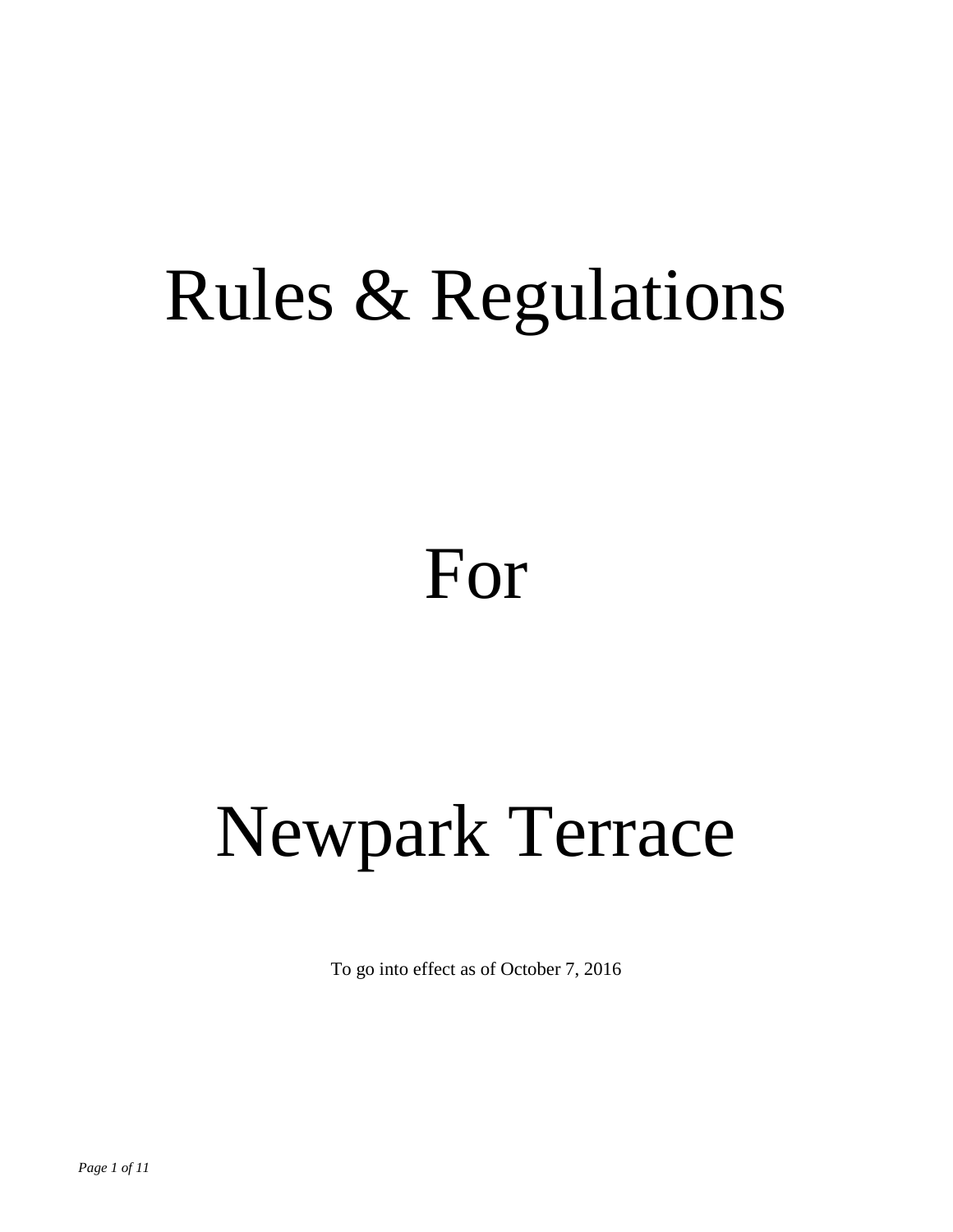# Rules & Regulations

# For

# Newpark Terrace

To go into effect as of October 7, 2016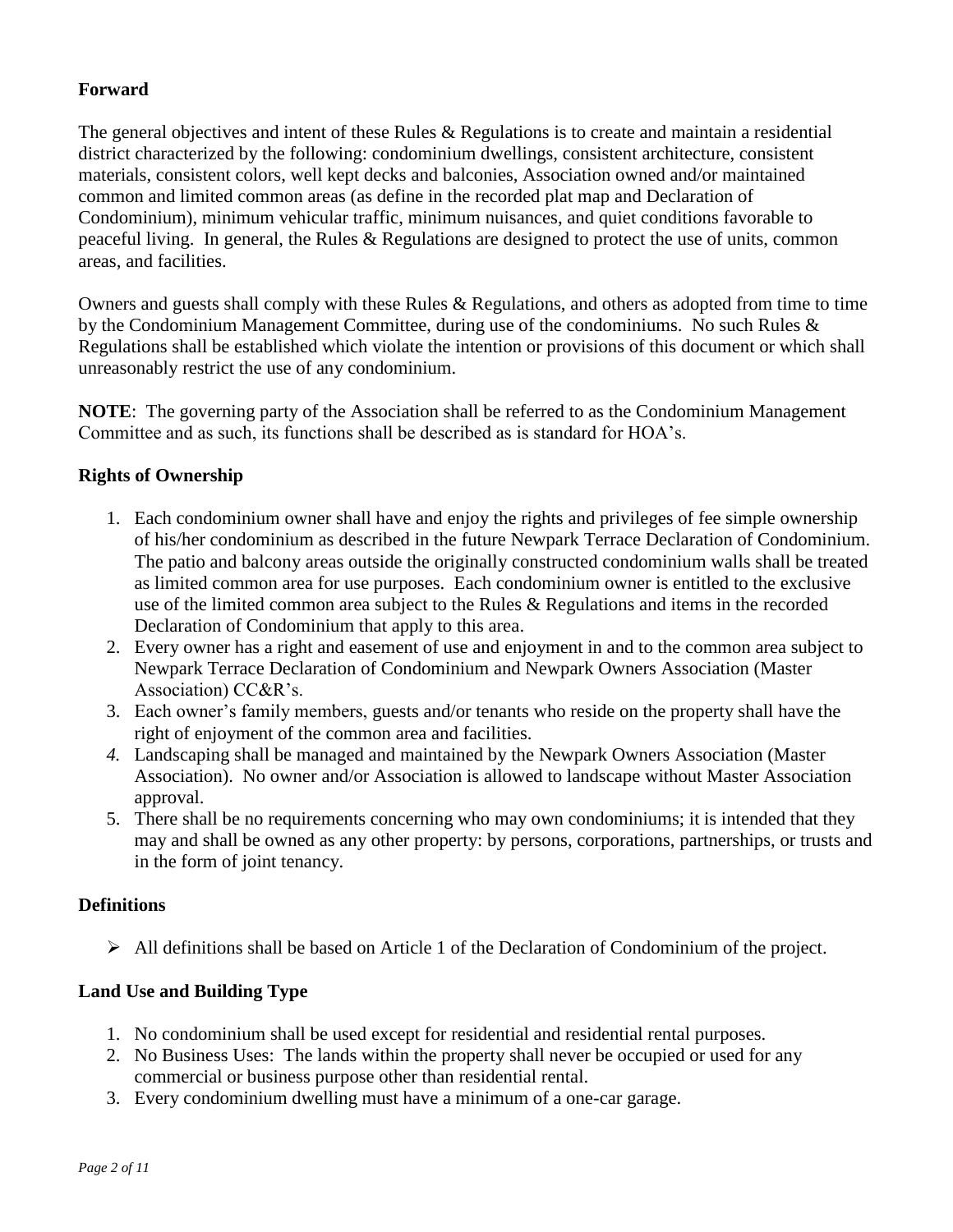## Forward

The general objectives and intent of these Rules & Regulations is to create and maintain a residential district characterized by the following: condominium dwellings, consistent architecture, consistent materials, consistent colors, well kept decks and balconies, Association owned and/or maintained common and limited common areas (as define in the recorded plat map and Declaration of Condominium), minimum vehicular traffic, minimum nuisances, and quiet conditions favorable to peaceful living. In general, the Rules & Regulations are designed to protect the use of units, common areas, and facilities.

Owners and guests shall comply with these Rules & Regulations, and others as adopted from time to time by the Condominium Management Committee, during use of the condominiums. No such Rules & Regulations shall be established which violate the intention or provisions of this document or which shall unreasonably restrict the use of any condominium.

**NOTE**: The governing party of the Association shall be referred to as the Condominium Management Committee and as such, its functions shall be described as is standard for HOA's.

## Rights of Ownership

1. Each condominium owner shall have and enjoy the rights and privileges of fee simple ownership of his/her condominium as described in the future Newpark Terrace Declaration of Condominium. The patio and balcony areas outside the originally constructed condominium walls shall be treated as limited common area for use purposes. Each condominium owner is entitled to the exclusive use of the limited common area subject to the Rules & Regulations and items in the recorded Declaration of Condominium that apply to this area.
2. Every owner has a right and easement of use and enjoyment in and to the common area subject to Newpark Terrace Declaration of Condominium and Newpark Owners Association (Master Association) CC&R's.
3. Each owner's family members, guests and/or tenants who reside on the property shall have the right of enjoyment of the common area and facilities.
4. Landscaping shall be managed and maintained by the Newpark Owners Association (Master Association). No owner and/or Association is allowed to landscape without Master Association approval.
5. There shall be no requirements concerning who may own condominiums; it is intended that they may and shall be owned as any other property: by persons, corporations, partnerships, or trusts and in the form of joint tenancy.

## Definitions

- All definitions shall be based on Article 1 of the Declaration of Condominium of the project.

## Land Use and Building Type

1. No condominium shall be used except for residential and residential rental purposes.
2. No Business Uses: The lands within the property shall never be occupied or used for any commercial or business purpose other than residential rental.
3. Every condominium dwelling must have a minimum of a one-car garage.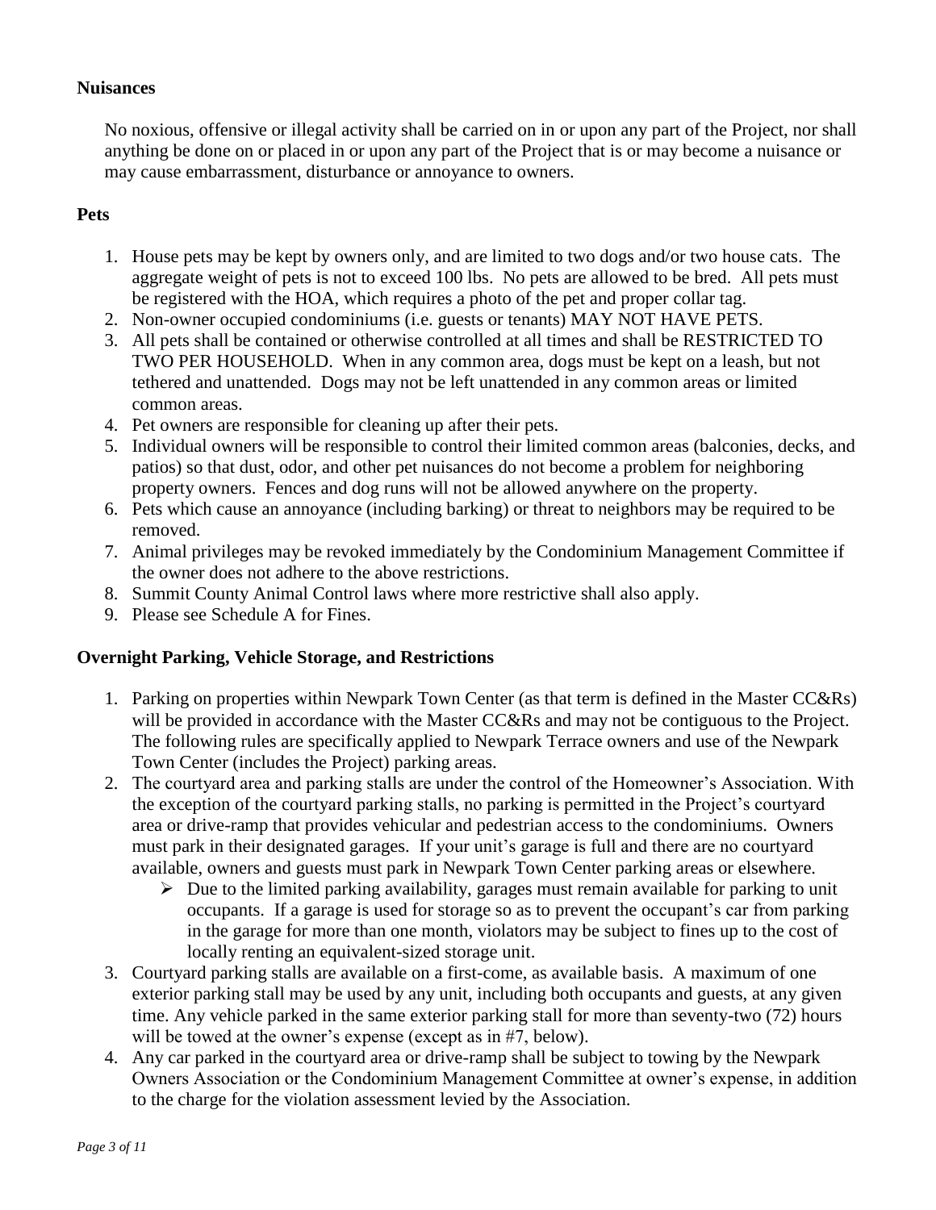**Nuisances**

No noxious, offensive or illegal activity shall be carried on in or upon any part of the Project, nor shall anything be done on or placed in or upon any part of the Project that is or may become a nuisance or may cause embarrassment, disturbance or annoyance to owners.

**Pets**

1. House pets may be kept by owners only, and are limited to two dogs and/or two house cats. The aggregate weight of pets is not to exceed 100 lbs. No pets are allowed to be bred. All pets must be registered with the HOA, which requires a photo of the pet and proper collar tag.
2. Non-owner occupied condominiums (i.e. guests or tenants) MAY NOT HAVE PETS.
3. All pets shall be contained or otherwise controlled at all times and shall be RESTRICTED TO TWO PER HOUSEHOLD. When in any common area, dogs must be kept on a leash, but not tethered and unattended. Dogs may not be left unattended in any common areas or limited common areas.
4. Pet owners are responsible for cleaning up after their pets.
5. Individual owners will be responsible to control their limited common areas (balconies, decks, and patios) so that dust, odor, and other pet nuisances do not become a problem for neighboring property owners. Fences and dog runs will not be allowed anywhere on the property.
6. Pets which cause an annoyance (including barking) or threat to neighbors may be required to be removed.
7. Animal privileges may be revoked immediately by the Condominium Management Committee if the owner does not adhere to the above restrictions.
8. Summit County Animal Control laws where more restrictive shall also apply.
9. Please see Schedule A for Fines.

**Overnight Parking, Vehicle Storage, and Restrictions**

1. Parking on properties within Newpark Town Center (as that term is defined in the Master CC&Rs) will be provided in accordance with the Master CC&Rs and may not be contiguous to the Project. The following rules are specifically applied to Newpark Terrace owners and use of the Newpark Town Center (includes the Project) parking areas.
2. The courtyard area and parking stalls are under the control of the Homeowner's Association. With the exception of the courtyard parking stalls, no parking is permitted in the Project's courtyard area or drive-ramp that provides vehicular and pedestrian access to the condominiums. Owners must park in their designated garages. If your unit's garage is full and there are no courtyard available, owners and guests must park in Newpark Town Center parking areas or elsewhere.
   - Due to the limited parking availability, garages must remain available for parking to unit occupants. If a garage is used for storage so as to prevent the occupant's car from parking in the garage for more than one month, violators may be subject to fines up to the cost of locally renting an equivalent-sized storage unit.
3. Courtyard parking stalls are available on a first-come, as available basis. A maximum of one exterior parking stall may be used by any unit, including both occupants and guests, at any given time. Any vehicle parked in the same exterior parking stall for more than seventy-two (72) hours will be towed at the owner's expense (except as in #7, below).
4. Any car parked in the courtyard area or drive-ramp shall be subject to towing by the Newpark Owners Association or the Condominium Management Committee at owner's expense, in addition to the charge for the violation assessment levied by the Association.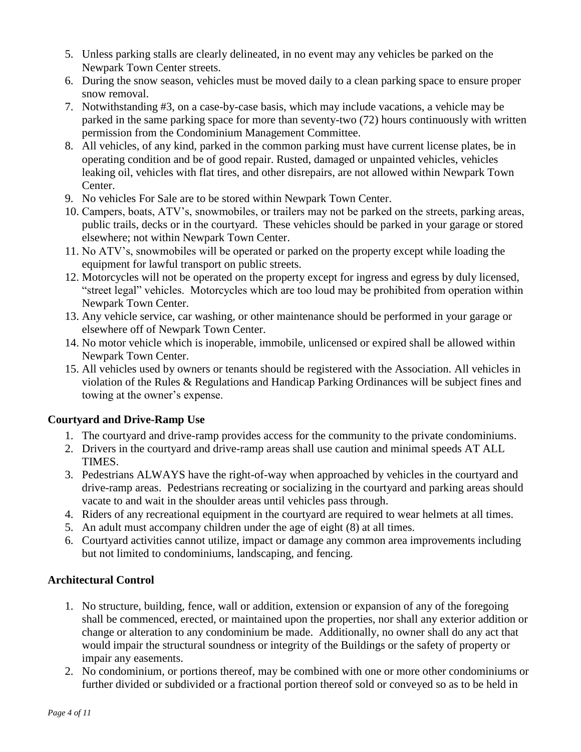5. Unless parking stalls are clearly delineated, in no event may any vehicles be parked on the Newpark Town Center streets.
6. During the snow season, vehicles must be moved daily to a clean parking space to ensure proper snow removal.
7. Notwithstanding #3, on a case-by-case basis, which may include vacations, a vehicle may be parked in the same parking space for more than seventy-two (72) hours continuously with written permission from the Condominium Management Committee.
8. All vehicles, of any kind, parked in the common parking must have current license plates, be in operating condition and be of good repair. Rusted, damaged or unpainted vehicles, vehicles leaking oil, vehicles with flat tires, and other disrepairs, are not allowed within Newpark Town Center.
9. No vehicles For Sale are to be stored within Newpark Town Center.
10. Campers, boats, ATV's, snowmobiles, or trailers may not be parked on the streets, parking areas, public trails, decks or in the courtyard. These vehicles should be parked in your garage or stored elsewhere; not within Newpark Town Center.
11. No ATV's, snowmobiles will be operated or parked on the property except while loading the equipment for lawful transport on public streets.
12. Motorcycles will not be operated on the property except for ingress and egress by duly licensed, "street legal" vehicles. Motorcycles which are too loud may be prohibited from operation within Newpark Town Center.
13. Any vehicle service, car washing, or other maintenance should be performed in your garage or elsewhere off of Newpark Town Center.
14. No motor vehicle which is inoperable, immobile, unlicensed or expired shall be allowed within Newpark Town Center.
15. All vehicles used by owners or tenants should be registered with the Association. All vehicles in violation of the Rules & Regulations and Handicap Parking Ordinances will be subject fines and towing at the owner's expense.

**Courtyard and Drive-Ramp Use**

1. The courtyard and drive-ramp provides access for the community to the private condominiums.
2. Drivers in the courtyard and drive-ramp areas shall use caution and minimal speeds AT ALL TIMES.
3. Pedestrians ALWAYS have the right-of-way when approached by vehicles in the courtyard and drive-ramp areas. Pedestrians recreating or socializing in the courtyard and parking areas should vacate to and wait in the shoulder areas until vehicles pass through.
4. Riders of any recreational equipment in the courtyard are required to wear helmets at all times.
5. An adult must accompany children under the age of eight (8) at all times.
6. Courtyard activities cannot utilize, impact or damage any common area improvements including but not limited to condominiums, landscaping, and fencing.

**Architectural Control**

1. No structure, building, fence, wall or addition, extension or expansion of any of the foregoing shall be commenced, erected, or maintained upon the properties, nor shall any exterior addition or change or alteration to any condominium be made. Additionally, no owner shall do any act that would impair the structural soundness or integrity of the Buildings or the safety of property or impair any easements.
2. No condominium, or portions thereof, may be combined with one or more other condominiums or further divided or subdivided or a fractional portion thereof sold or conveyed so as to be held in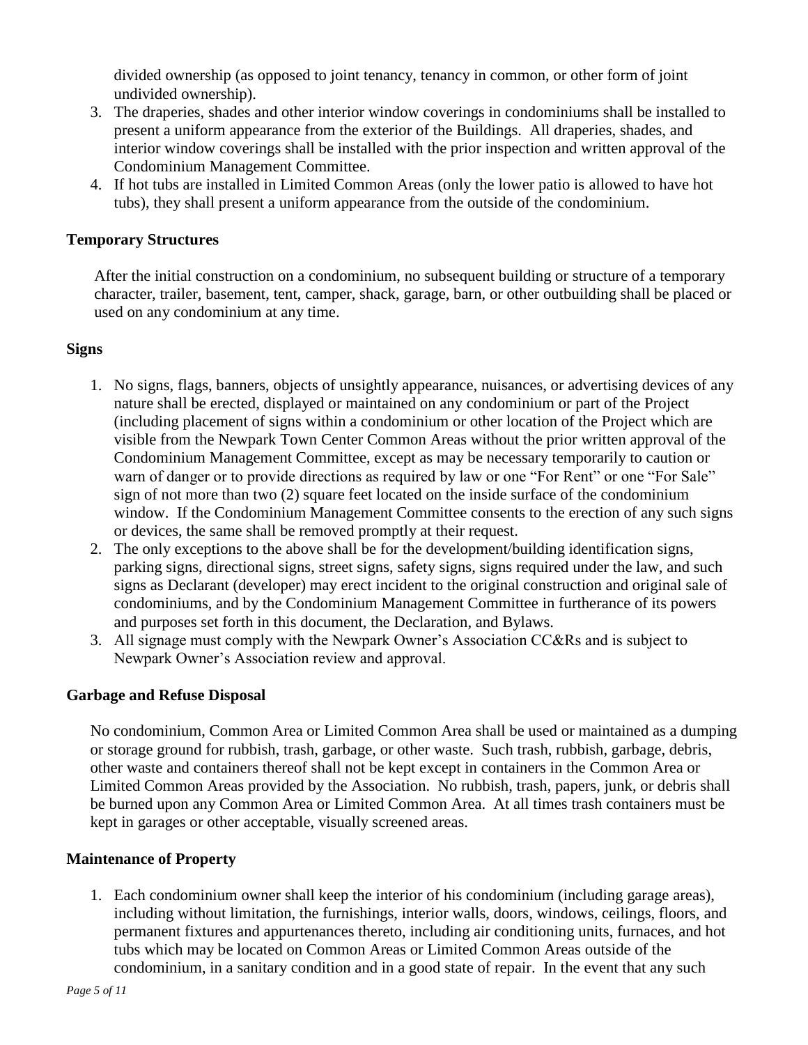divided ownership (as opposed to joint tenancy, tenancy in common, or other form of joint undivided ownership).

3. The draperies, shades and other interior window coverings in condominiums shall be installed to present a uniform appearance from the exterior of the Buildings. All draperies, shades, and interior window coverings shall be installed with the prior inspection and written approval of the Condominium Management Committee.
4. If hot tubs are installed in Limited Common Areas (only the lower patio is allowed to have hot tubs), they shall present a uniform appearance from the outside of the condominium.

**Temporary Structures**

After the initial construction on a condominium, no subsequent building or structure of a temporary character, trailer, basement, tent, camper, shack, garage, barn, or other outbuilding shall be placed or used on any condominium at any time.

**Signs**

1. No signs, flags, banners, objects of unsightly appearance, nuisances, or advertising devices of any nature shall be erected, displayed or maintained on any condominium or part of the Project (including placement of signs within a condominium or other location of the Project which are visible from the Newpark Town Center Common Areas without the prior written approval of the Condominium Management Committee, except as may be necessary temporarily to caution or warn of danger or to provide directions as required by law or one "For Rent" or one "For Sale" sign of not more than two (2) square feet located on the inside surface of the condominium window. If the Condominium Management Committee consents to the erection of any such signs or devices, the same shall be removed promptly at their request.
2. The only exceptions to the above shall be for the development/building identification signs, parking signs, directional signs, street signs, safety signs, signs required under the law, and such signs as Declarant (developer) may erect incident to the original construction and original sale of condominiums, and by the Condominium Management Committee in furtherance of its powers and purposes set forth in this document, the Declaration, and Bylaws.
3. All signage must comply with the Newpark Owner's Association CC&Rs and is subject to Newpark Owner's Association review and approval.

**Garbage and Refuse Disposal**

No condominium, Common Area or Limited Common Area shall be used or maintained as a dumping or storage ground for rubbish, trash, garbage, or other waste. Such trash, rubbish, garbage, debris, other waste and containers thereof shall not be kept except in containers in the Common Area or Limited Common Areas provided by the Association. No rubbish, trash, papers, junk, or debris shall be burned upon any Common Area or Limited Common Area. At all times trash containers must be kept in garages or other acceptable, visually screened areas.

**Maintenance of Property**

1. Each condominium owner shall keep the interior of his condominium (including garage areas), including without limitation, the furnishings, interior walls, doors, windows, ceilings, floors, and permanent fixtures and appurtenances thereto, including air conditioning units, furnaces, and hot tubs which may be located on Common Areas or Limited Common Areas outside of the condominium, in a sanitary condition and in a good state of repair. In the event that any such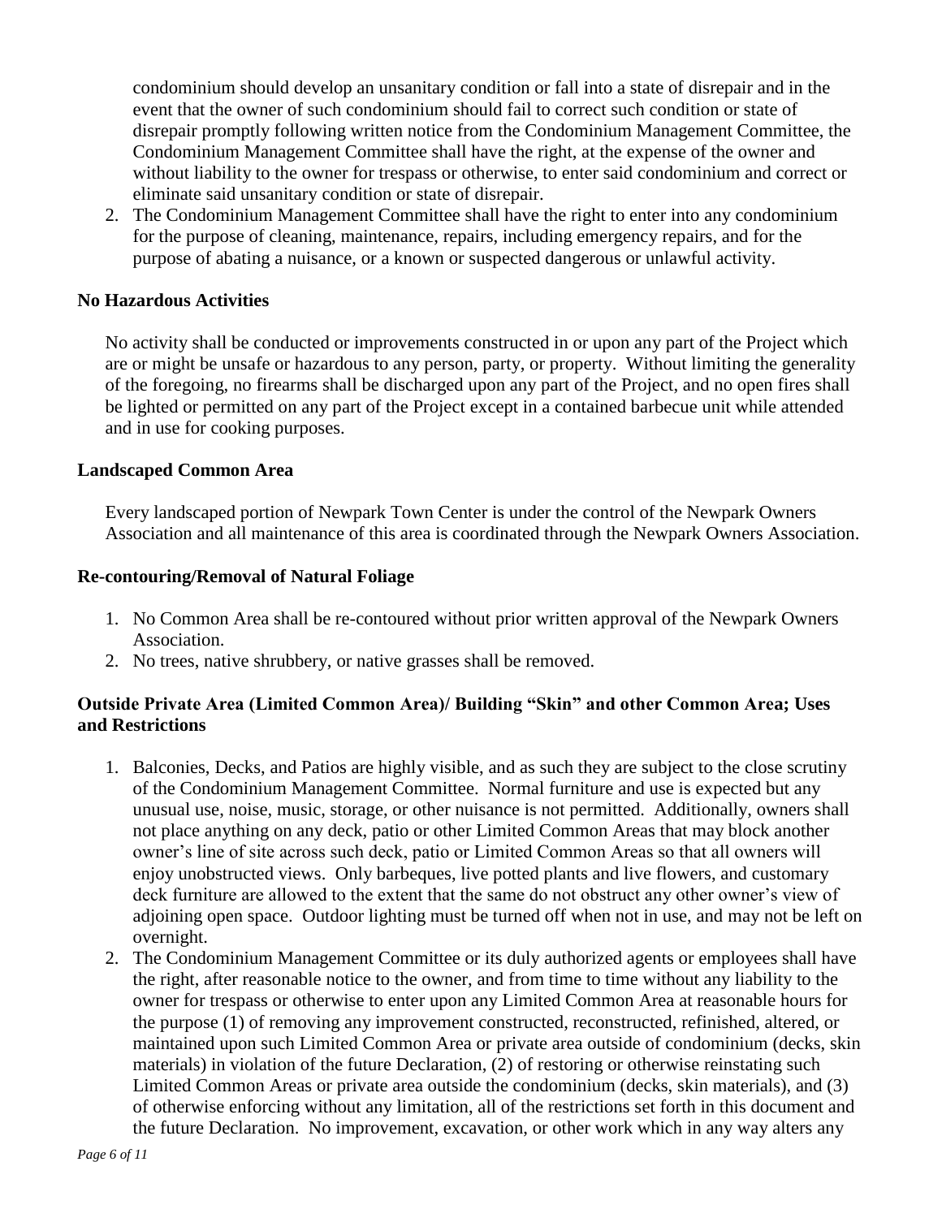condominium should develop an unsanitary condition or fall into a state of disrepair and in the event that the owner of such condominium should fail to correct such condition or state of disrepair promptly following written notice from the Condominium Management Committee, the Condominium Management Committee shall have the right, at the expense of the owner and without liability to the owner for trespass or otherwise, to enter said condominium and correct or eliminate said unsanitary condition or state of disrepair.

2. The Condominium Management Committee shall have the right to enter into any condominium for the purpose of cleaning, maintenance, repairs, including emergency repairs, and for the purpose of abating a nuisance, or a known or suspected dangerous or unlawful activity.

**No Hazardous Activities**

No activity shall be conducted or improvements constructed in or upon any part of the Project which are or might be unsafe or hazardous to any person, party, or property. Without limiting the generality of the foregoing, no firearms shall be discharged upon any part of the Project, and no open fires shall be lighted or permitted on any part of the Project except in a contained barbecue unit while attended and in use for cooking purposes.

**Landscaped Common Area**

Every landscaped portion of Newpark Town Center is under the control of the Newpark Owners Association and all maintenance of this area is coordinated through the Newpark Owners Association.

**Re-contouring/Removal of Natural Foliage**

1. No Common Area shall be re-contoured without prior written approval of the Newpark Owners Association.
2. No trees, native shrubbery, or native grasses shall be removed.

**Outside Private Area (Limited Common Area)/ Building "Skin" and other Common Area; Uses and Restrictions**

1. Balconies, Decks, and Patios are highly visible, and as such they are subject to the close scrutiny of the Condominium Management Committee. Normal furniture and use is expected but any unusual use, noise, music, storage, or other nuisance is not permitted. Additionally, owners shall not place anything on any deck, patio or other Limited Common Areas that may block another owner's line of site across such deck, patio or Limited Common Areas so that all owners will enjoy unobstructed views. Only barbeques, live potted plants and live flowers, and customary deck furniture are allowed to the extent that the same do not obstruct any other owner's view of adjoining open space. Outdoor lighting must be turned off when not in use, and may not be left on overnight.
2. The Condominium Management Committee or its duly authorized agents or employees shall have the right, after reasonable notice to the owner, and from time to time without any liability to the owner for trespass or otherwise to enter upon any Limited Common Area at reasonable hours for the purpose (1) of removing any improvement constructed, reconstructed, refinished, altered, or maintained upon such Limited Common Area or private area outside of condominium (decks, skin materials) in violation of the future Declaration, (2) of restoring or otherwise reinstating such Limited Common Areas or private area outside the condominium (decks, skin materials), and (3) of otherwise enforcing without any limitation, all of the restrictions set forth in this document and the future Declaration. No improvement, excavation, or other work which in any way alters any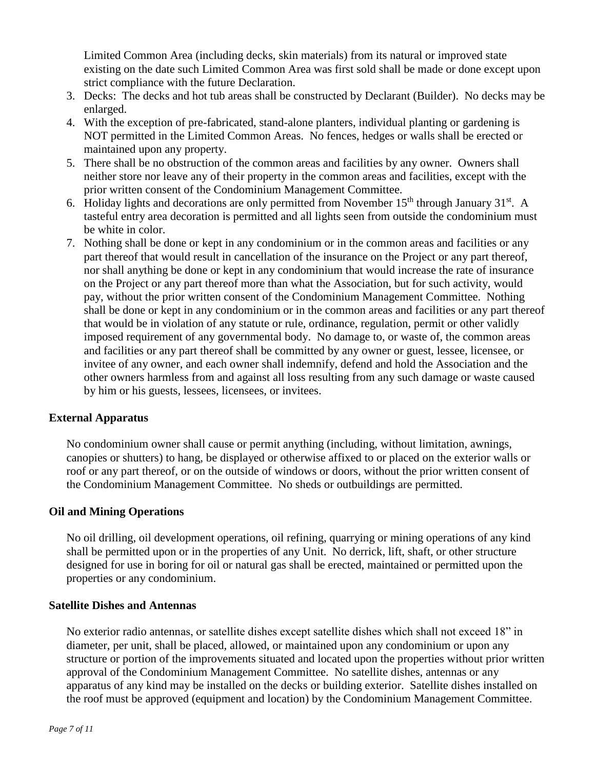Limited Common Area (including decks, skin materials) from its natural or improved state existing on the date such Limited Common Area was first sold shall be made or done except upon strict compliance with the future Declaration.

3. Decks: The decks and hot tub areas shall be constructed by Declarant (Builder). No decks may be enlarged.
4. With the exception of pre-fabricated, stand-alone planters, individual planting or gardening is NOT permitted in the Limited Common Areas. No fences, hedges or walls shall be erected or maintained upon any property.
5. There shall be no obstruction of the common areas and facilities by any owner. Owners shall neither store nor leave any of their property in the common areas and facilities, except with the prior written consent of the Condominium Management Committee.
6. Holiday lights and decorations are only permitted from November 15th through January 31st. A tasteful entry area decoration is permitted and all lights seen from outside the condominium must be white in color.
7. Nothing shall be done or kept in any condominium or in the common areas and facilities or any part thereof that would result in cancellation of the insurance on the Project or any part thereof, nor shall anything be done or kept in any condominium that would increase the rate of insurance on the Project or any part thereof more than what the Association, but for such activity, would pay, without the prior written consent of the Condominium Management Committee. Nothing shall be done or kept in any condominium or in the common areas and facilities or any part thereof that would be in violation of any statute or rule, ordinance, regulation, permit or other validly imposed requirement of any governmental body. No damage to, or waste of, the common areas and facilities or any part thereof shall be committed by any owner or guest, lessee, licensee, or invitee of any owner, and each owner shall indemnify, defend and hold the Association and the other owners harmless from and against all loss resulting from any such damage or waste caused by him or his guests, lessees, licensees, or invitees.

**External Apparatus**

No condominium owner shall cause or permit anything (including, without limitation, awnings, canopies or shutters) to hang, be displayed or otherwise affixed to or placed on the exterior walls or roof or any part thereof, or on the outside of windows or doors, without the prior written consent of the Condominium Management Committee. No sheds or outbuildings are permitted.

**Oil and Mining Operations**

No oil drilling, oil development operations, oil refining, quarrying or mining operations of any kind shall be permitted upon or in the properties of any Unit. No derrick, lift, shaft, or other structure designed for use in boring for oil or natural gas shall be erected, maintained or permitted upon the properties or any condominium.

**Satellite Dishes and Antennas**

No exterior radio antennas, or satellite dishes except satellite dishes which shall not exceed 18" in diameter, per unit, shall be placed, allowed, or maintained upon any condominium or upon any structure or portion of the improvements situated and located upon the properties without prior written approval of the Condominium Management Committee. No satellite dishes, antennas or any apparatus of any kind may be installed on the decks or building exterior. Satellite dishes installed on the roof must be approved (equipment and location) by the Condominium Management Committee.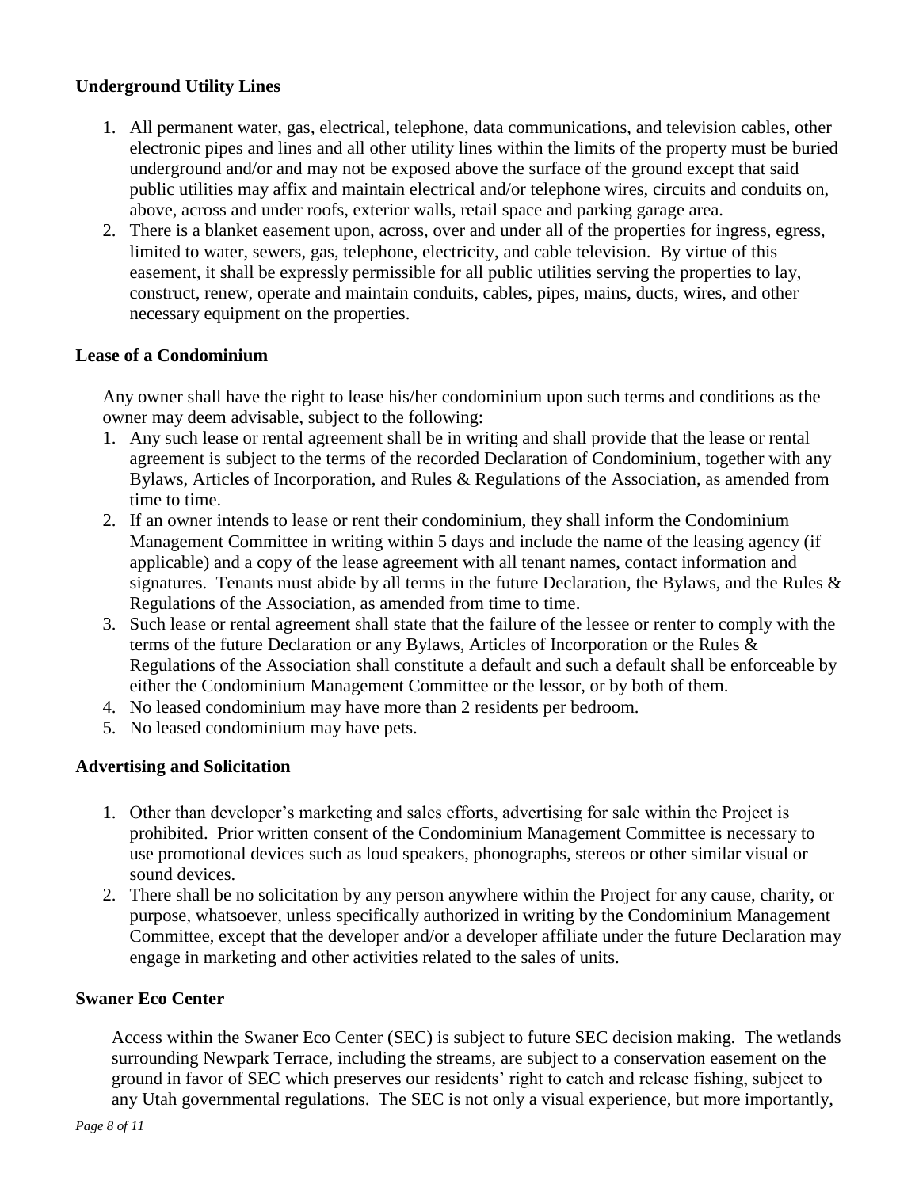**Underground Utility Lines**

1. All permanent water, gas, electrical, telephone, data communications, and television cables, other electronic pipes and lines and all other utility lines within the limits of the property must be buried underground and/or and may not be exposed above the surface of the ground except that said public utilities may affix and maintain electrical and/or telephone wires, circuits and conduits on, above, across and under roofs, exterior walls, retail space and parking garage area.
2. There is a blanket easement upon, across, over and under all of the properties for ingress, egress, limited to water, sewers, gas, telephone, electricity, and cable television. By virtue of this easement, it shall be expressly permissible for all public utilities serving the properties to lay, construct, renew, operate and maintain conduits, cables, pipes, mains, ducts, wires, and other necessary equipment on the properties.

**Lease of a Condominium**

Any owner shall have the right to lease his/her condominium upon such terms and conditions as the owner may deem advisable, subject to the following:

1. Any such lease or rental agreement shall be in writing and shall provide that the lease or rental agreement is subject to the terms of the recorded Declaration of Condominium, together with any Bylaws, Articles of Incorporation, and Rules & Regulations of the Association, as amended from time to time.
2. If an owner intends to lease or rent their condominium, they shall inform the Condominium Management Committee in writing within 5 days and include the name of the leasing agency (if applicable) and a copy of the lease agreement with all tenant names, contact information and signatures. Tenants must abide by all terms in the future Declaration, the Bylaws, and the Rules & Regulations of the Association, as amended from time to time.
3. Such lease or rental agreement shall state that the failure of the lessee or renter to comply with the terms of the future Declaration or any Bylaws, Articles of Incorporation or the Rules & Regulations of the Association shall constitute a default and such a default shall be enforceable by either the Condominium Management Committee or the lessor, or by both of them.
4. No leased condominium may have more than 2 residents per bedroom.
5. No leased condominium may have pets.

**Advertising and Solicitation**

1. Other than developer's marketing and sales efforts, advertising for sale within the Project is prohibited. Prior written consent of the Condominium Management Committee is necessary to use promotional devices such as loud speakers, phonographs, stereos or other similar visual or sound devices.
2. There shall be no solicitation by any person anywhere within the Project for any cause, charity, or purpose, whatsoever, unless specifically authorized in writing by the Condominium Management Committee, except that the developer and/or a developer affiliate under the future Declaration may engage in marketing and other activities related to the sales of units.

**Swaner Eco Center**

Access within the Swaner Eco Center (SEC) is subject to future SEC decision making. The wetlands surrounding Newpark Terrace, including the streams, are subject to a conservation easement on the ground in favor of SEC which preserves our residents' right to catch and release fishing, subject to any Utah governmental regulations. The SEC is not only a visual experience, but more importantly,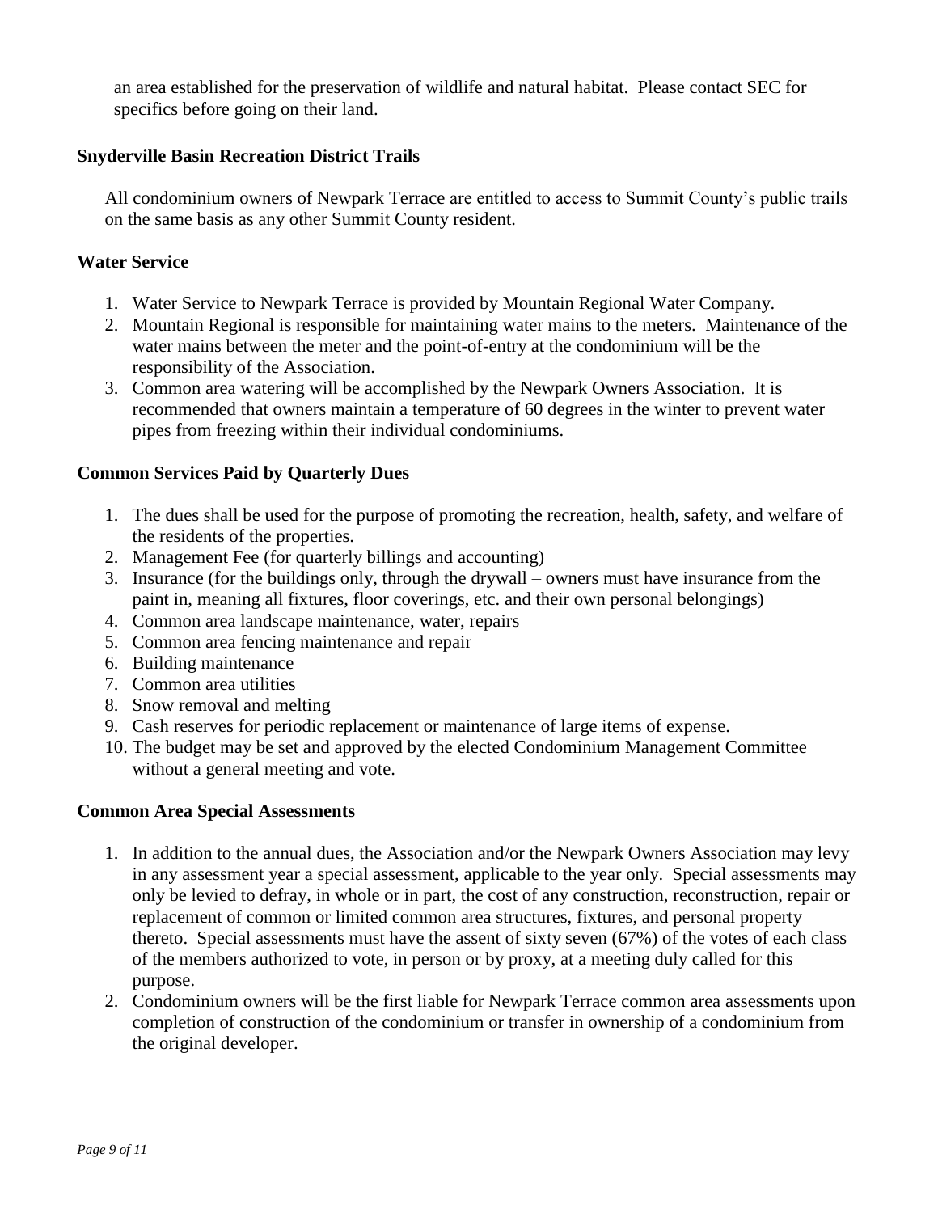an area established for the preservation of wildlife and natural habitat. Please contact SEC for specifics before going on their land.

**Snyderville Basin Recreation District Trails**

All condominium owners of Newpark Terrace are entitled to access to Summit County's public trails on the same basis as any other Summit County resident.

**Water Service**

1. Water Service to Newpark Terrace is provided by Mountain Regional Water Company.
2. Mountain Regional is responsible for maintaining water mains to the meters. Maintenance of the water mains between the meter and the point-of-entry at the condominium will be the responsibility of the Association.
3. Common area watering will be accomplished by the Newpark Owners Association. It is recommended that owners maintain a temperature of 60 degrees in the winter to prevent water pipes from freezing within their individual condominiums.

**Common Services Paid by Quarterly Dues**

1. The dues shall be used for the purpose of promoting the recreation, health, safety, and welfare of the residents of the properties.
2. Management Fee (for quarterly billings and accounting)
3. Insurance (for the buildings only, through the drywall – owners must have insurance from the paint in, meaning all fixtures, floor coverings, etc. and their own personal belongings)
4. Common area landscape maintenance, water, repairs
5. Common area fencing maintenance and repair
6. Building maintenance
7. Common area utilities
8. Snow removal and melting
9. Cash reserves for periodic replacement or maintenance of large items of expense.
10. The budget may be set and approved by the elected Condominium Management Committee without a general meeting and vote.

**Common Area Special Assessments**

1. In addition to the annual dues, the Association and/or the Newpark Owners Association may levy in any assessment year a special assessment, applicable to the year only. Special assessments may only be levied to defray, in whole or in part, the cost of any construction, reconstruction, repair or replacement of common or limited common area structures, fixtures, and personal property thereto. Special assessments must have the assent of sixty seven (67%) of the votes of each class of the members authorized to vote, in person or by proxy, at a meeting duly called for this purpose.
2. Condominium owners will be the first liable for Newpark Terrace common area assessments upon completion of construction of the condominium or transfer in ownership of a condominium from the original developer.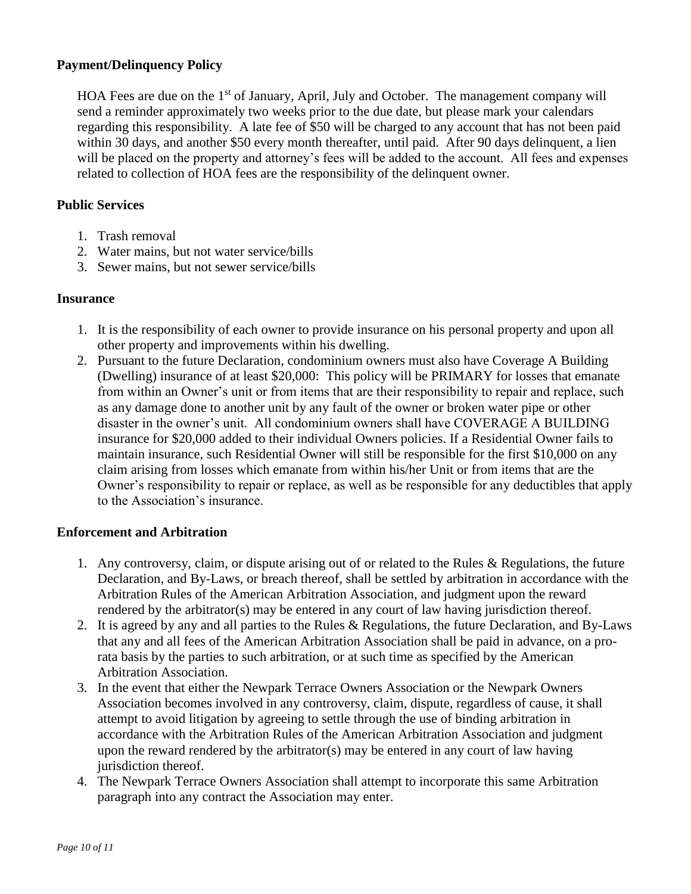**Payment/Delinquency Policy**

HOA Fees are due on the 1st of January, April, July and October. The management company will send a reminder approximately two weeks prior to the due date, but please mark your calendars regarding this responsibility. A late fee of $50 will be charged to any account that has not been paid within 30 days, and another $50 every month thereafter, until paid. After 90 days delinquent, a lien will be placed on the property and attorney's fees will be added to the account. All fees and expenses related to collection of HOA fees are the responsibility of the delinquent owner.

**Public Services**

1. Trash removal
2. Water mains, but not water service/bills
3. Sewer mains, but not sewer service/bills

**Insurance**

1. It is the responsibility of each owner to provide insurance on his personal property and upon all other property and improvements within his dwelling.
2. Pursuant to the future Declaration, condominium owners must also have Coverage A Building (Dwelling) insurance of at least $20,000: This policy will be PRIMARY for losses that emanate from within an Owner's unit or from items that are their responsibility to repair and replace, such as any damage done to another unit by any fault of the owner or broken water pipe or other disaster in the owner's unit. All condominium owners shall have COVERAGE A BUILDING insurance for $20,000 added to their individual Owners policies. If a Residential Owner fails to maintain insurance, such Residential Owner will still be responsible for the first $10,000 on any claim arising from losses which emanate from within his/her Unit or from items that are the Owner's responsibility to repair or replace, as well as be responsible for any deductibles that apply to the Association's insurance.

**Enforcement and Arbitration**

1. Any controversy, claim, or dispute arising out of or related to the Rules & Regulations, the future Declaration, and By-Laws, or breach thereof, shall be settled by arbitration in accordance with the Arbitration Rules of the American Arbitration Association, and judgment upon the reward rendered by the arbitrator(s) may be entered in any court of law having jurisdiction thereof.
2. It is agreed by any and all parties to the Rules & Regulations, the future Declaration, and By-Laws that any and all fees of the American Arbitration Association shall be paid in advance, on a pro-rata basis by the parties to such arbitration, or at such time as specified by the American Arbitration Association.
3. In the event that either the Newpark Terrace Owners Association or the Newpark Owners Association becomes involved in any controversy, claim, dispute, regardless of cause, it shall attempt to avoid litigation by agreeing to settle through the use of binding arbitration in accordance with the Arbitration Rules of the American Arbitration Association and judgment upon the reward rendered by the arbitrator(s) may be entered in any court of law having jurisdiction thereof.
4. The Newpark Terrace Owners Association shall attempt to incorporate this same Arbitration paragraph into any contract the Association may enter.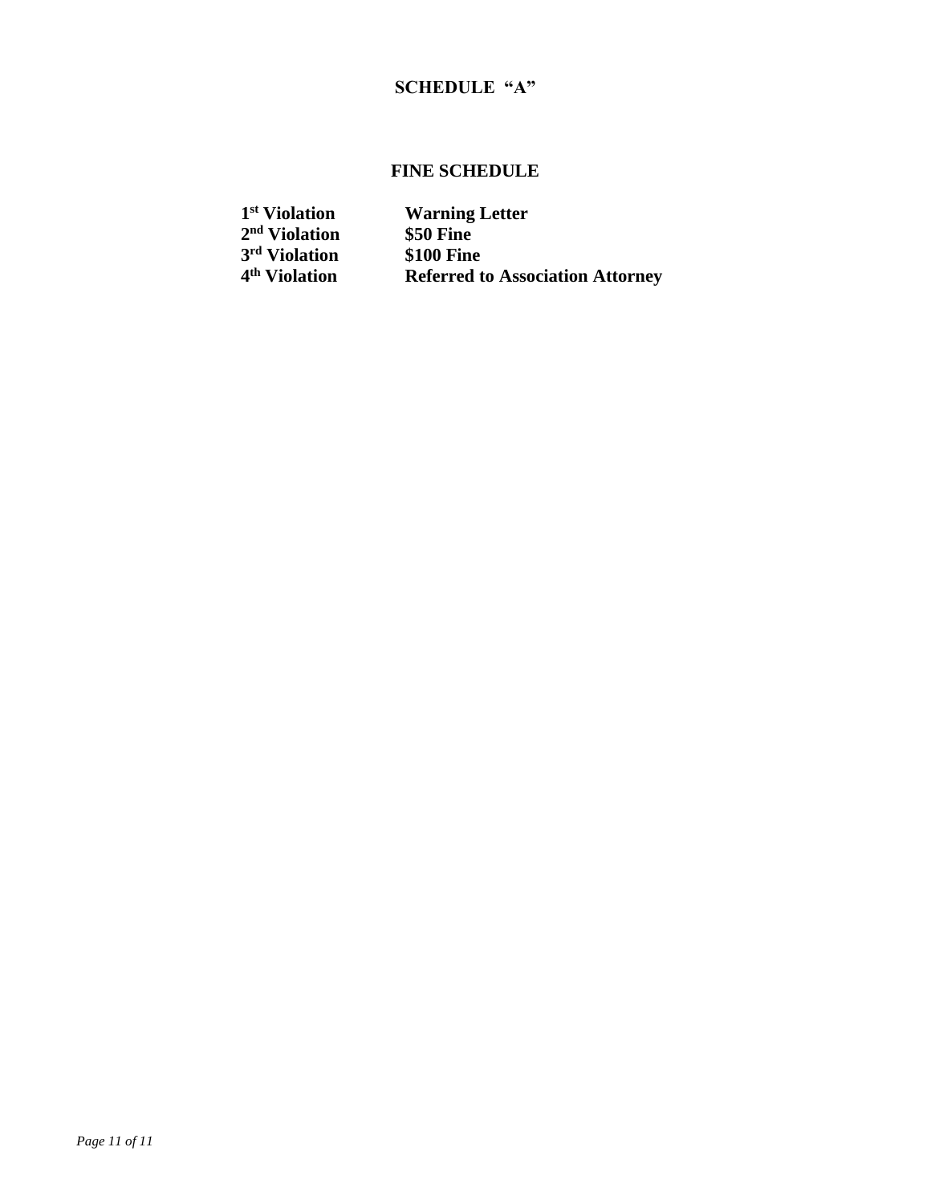# SCHEDULE "A"

## FINE SCHEDULE

| | |
|---|---|
| **1st Violation** | **Warning Letter** |
| **2nd Violation** | **$50 Fine** |
| **3rd Violation** | **$100 Fine** |
| **4th Violation** | **Referred to Association Attorney** |